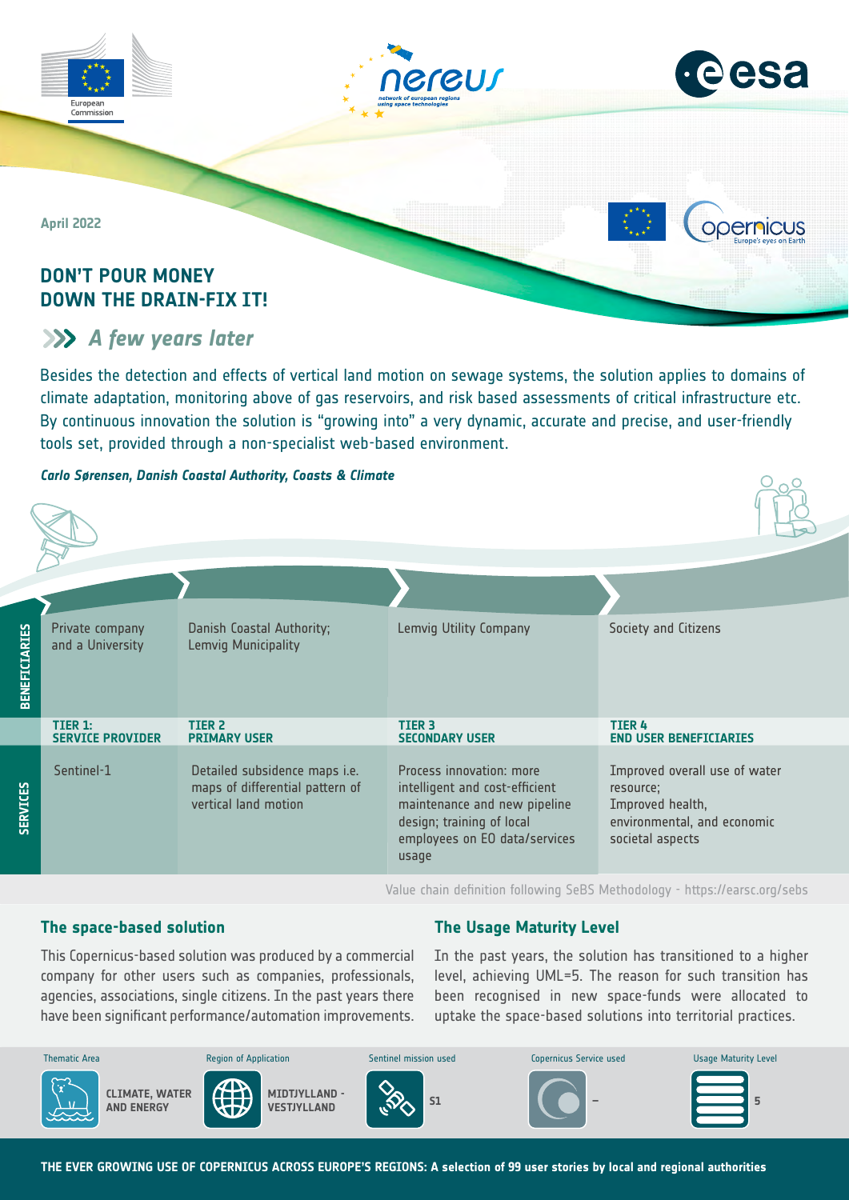April 2022

# DON'T POUR MONEY DOWN THE DRAIN-FIX IT!

## A few years later

Besides the detection and effects of vertical land motion on sewage systems, the solution applies to domains of climate adaptation, monitoring above of gas reservoirs, and risk based assessments of critical infrastructure etc. By continuous innovation the solution is "growing into" a very dynamic, accurate and precise, and user-friendly tools set, provided through a non-specialist web-based environment.

***Carlo Sørensen, Danish Coastal Authority, Coasts & Climate***

| | TIER 1: SERVICE PROVIDER | TIER 2 PRIMARY USER | TIER 3 SECONDARY USER | TIER 4 END USER BENEFICIARIES |
|---|---|---|---|---|
| **BENEFICIARIES** | Private company and a University | Danish Coastal Authority; Lemvig Municipality | Lemvig Utility Company | Society and Citizens |
| **SERVICES** | Sentinel-1 | Detailed subsidence maps i.e. maps of differential pattern of vertical land motion | Process innovation: more intelligent and cost-efficient maintenance and new pipeline design; training of local employees on EO data/services usage | Improved overall use of water resource; Improved health, environmental, and economic societal aspects |

Value chain definition following SeBS Methodology - https://earsc.org/sebs

### The space-based solution

This Copernicus-based solution was produced by a commercial company for other users such as companies, professionals, agencies, associations, single citizens. In the past years there have been significant performance/automation improvements.

### The Usage Maturity Level

In the past years, the solution has transitioned to a higher level, achieving UML=5. The reason for such transition has been recognised in new space-funds were allocated to uptake the space-based solutions into territorial practices.

| Thematic Area | Region of Application | Sentinel mission used | Copernicus Service used | Usage Maturity Level |
|---|---|---|---|---|
| CLIMATE, WATER AND ENERGY | MIDTJYLLAND - VESTJYLLAND | S1 | – | 5 |

**THE EVER GROWING USE OF COPERNICUS ACROSS EUROPE'S REGIONS: A selection of 99 user stories by local and regional authorities**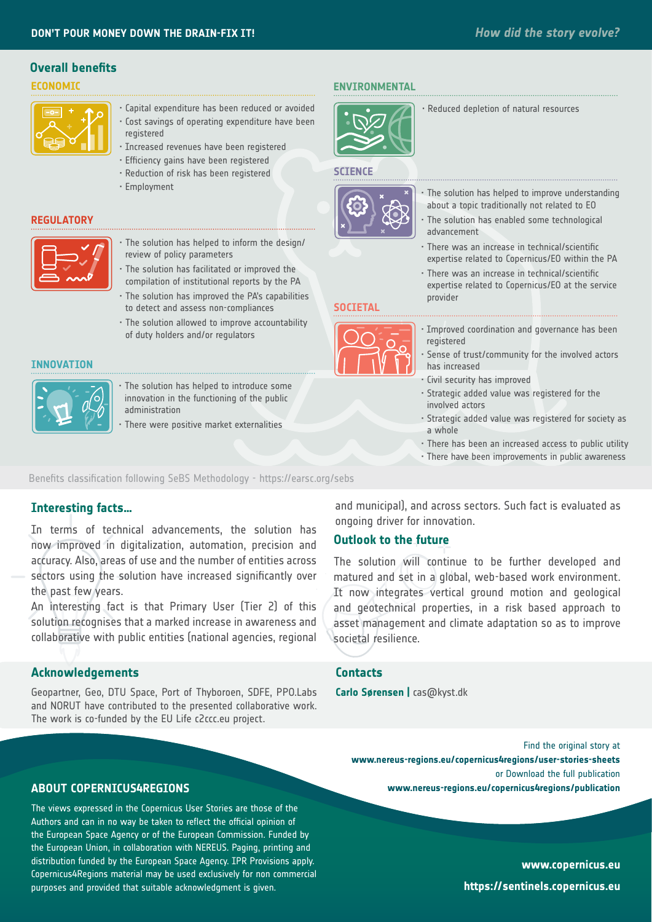## Overall benefits

### ECONOMIC

- Capital expenditure has been reduced or avoided
- Cost savings of operating expenditure have been registered
- Increased revenues have been registered
- Efficiency gains have been registered
- Reduction of risk has been registered
- Employment

### REGULATORY

- The solution has helped to inform the design/review of policy parameters
- The solution has facilitated or improved the compilation of institutional reports by the PA
- The solution has improved the PA's capabilities to detect and assess non-compliances
- The solution allowed to improve accountability of duty holders and/or regulators

### INNOVATION

- The solution has helped to introduce some innovation in the functioning of the public administration
- There were positive market externalities

### ENVIRONMENTAL

- Reduced depletion of natural resources

### SCIENCE

- The solution has helped to improve understanding about a topic traditionally not related to EO
- The solution has enabled some technological advancement
- There was an increase in technical/scientific expertise related to Copernicus/EO within the PA
- There was an increase in technical/scientific expertise related to Copernicus/EO at the service provider

### SOCIETAL

- Improved coordination and governance has been registered
- Sense of trust/community for the involved actors has increased
- Civil security has improved
- Strategic added value was registered for the involved actors
- Strategic added value was registered for society as a whole
- There has been an increased access to public utility
- There have been improvements in public awareness

Benefits classification following SeBS Methodology - https://earsc.org/sebs

## Interesting facts...

In terms of technical advancements, the solution has now improved in digitalization, automation, precision and accuracy. Also, areas of use and the number of entities across sectors using the solution have increased significantly over the past few years.

An interesting fact is that Primary User (Tier 2) of this solution recognises that a marked increase in awareness and collaborative with public entities (national agencies, regional and municipal), and across sectors. Such fact is evaluated as ongoing driver for innovation.

## Outlook to the future

The solution will continue to be further developed and matured and set in a global, web-based work environment. It now integrates vertical ground motion and geological and geotechnical properties, in a risk based approach to asset management and climate adaptation so as to improve societal resilience.

## Acknowledgements

Geopartner, Geo, DTU Space, Port of Thyboroen, SDFE, PPO.Labs and NORUT have contributed to the presented collaborative work. The work is co-funded by the EU Life c2ccc.eu project.

## Contacts

**Carlo Sørensen |** cas@kyst.dk

Find the original story at
**www.nereus-regions.eu/copernicus4regions/user-stories-sheets**
or Download the full publication
**www.nereus-regions.eu/copernicus4regions/publication**

## ABOUT COPERNICUS4REGIONS

The views expressed in the Copernicus User Stories are those of the Authors and can in no way be taken to reflect the official opinion of the European Space Agency or of the European Commission. Funded by the European Union, in collaboration with NEREUS. Paging, printing and distribution funded by the European Space Agency. IPR Provisions apply. Copernicus4Regions material may be used exclusively for non commercial purposes and provided that suitable acknowledgment is given.

**www.copernicus.eu**
**https://sentinels.copernicus.eu**